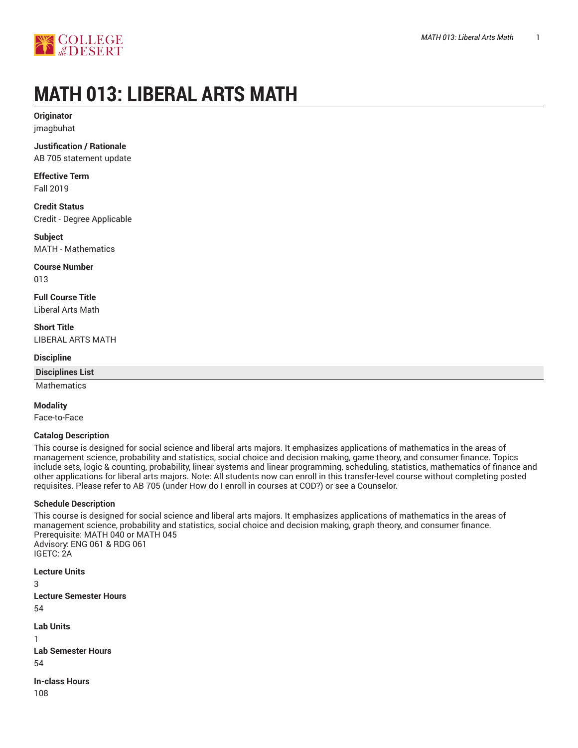# MATH 013: LIBERAL ARTS MATH

**Originator**
jmagbuhat

**Justification / Rationale**
AB 705 statement update

**Effective Term**
Fall 2019

**Credit Status**
Credit - Degree Applicable

**Subject**
MATH - Mathematics

**Course Number**
013

**Full Course Title**
Liberal Arts Math

**Short Title**
LIBERAL ARTS MATH

**Discipline**

| Disciplines List |
| --- |
| Mathematics |

**Modality**
Face-to-Face

**Catalog Description**
This course is designed for social science and liberal arts majors. It emphasizes applications of mathematics in the areas of management science, probability and statistics, social choice and decision making, game theory, and consumer finance. Topics include sets, logic & counting, probability, linear systems and linear programming, scheduling, statistics, mathematics of finance and other applications for liberal arts majors. Note: All students now can enroll in this transfer-level course without completing posted requisites. Please refer to AB 705 (under How do I enroll in courses at COD?) or see a Counselor.

**Schedule Description**
This course is designed for social science and liberal arts majors. It emphasizes applications of mathematics in the areas of management science, probability and statistics, social choice and decision making, graph theory, and consumer finance.
Prerequisite: MATH 040 or MATH 045
Advisory: ENG 061 & RDG 061
IGETC: 2A

**Lecture Units**
3

**Lecture Semester Hours**
54

**Lab Units**
1

**Lab Semester Hours**
54

**In-class Hours**
108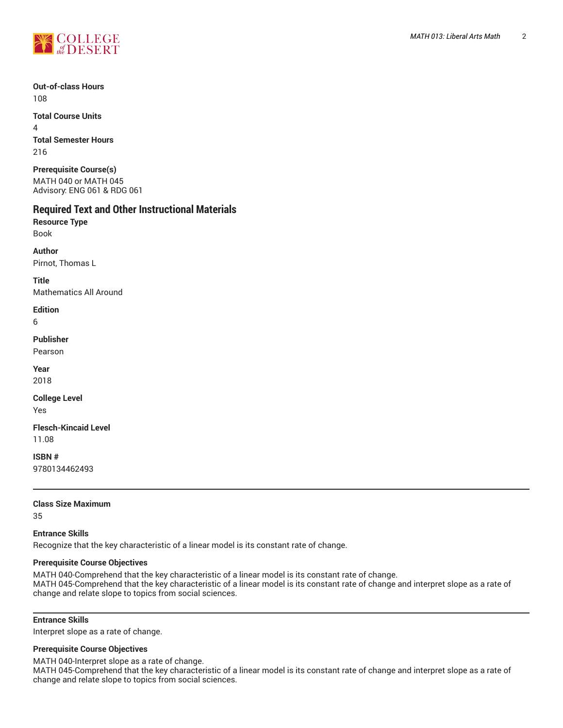**Out-of-class Hours**
108

**Total Course Units**
4

**Total Semester Hours**
216

**Prerequisite Course(s)**
MATH 040 or MATH 045
Advisory: ENG 061 & RDG 061

## Required Text and Other Instructional Materials

**Resource Type**
Book

**Author**
Pirnot, Thomas L

**Title**
Mathematics All Around

**Edition**
6

**Publisher**
Pearson

**Year**
2018

**College Level**
Yes

**Flesch-Kincaid Level**
11.08

**ISBN #**
9780134462493

---

**Class Size Maximum**
35

**Entrance Skills**
Recognize that the key characteristic of a linear model is its constant rate of change.

**Prerequisite Course Objectives**
MATH 040-Comprehend that the key characteristic of a linear model is its constant rate of change.
MATH 045-Comprehend that the key characteristic of a linear model is its constant rate of change and interpret slope as a rate of change and relate slope to topics from social sciences.

---

**Entrance Skills**
Interpret slope as a rate of change.

**Prerequisite Course Objectives**
MATH 040-Interpret slope as a rate of change.
MATH 045-Comprehend that the key characteristic of a linear model is its constant rate of change and interpret slope as a rate of change and relate slope to topics from social sciences.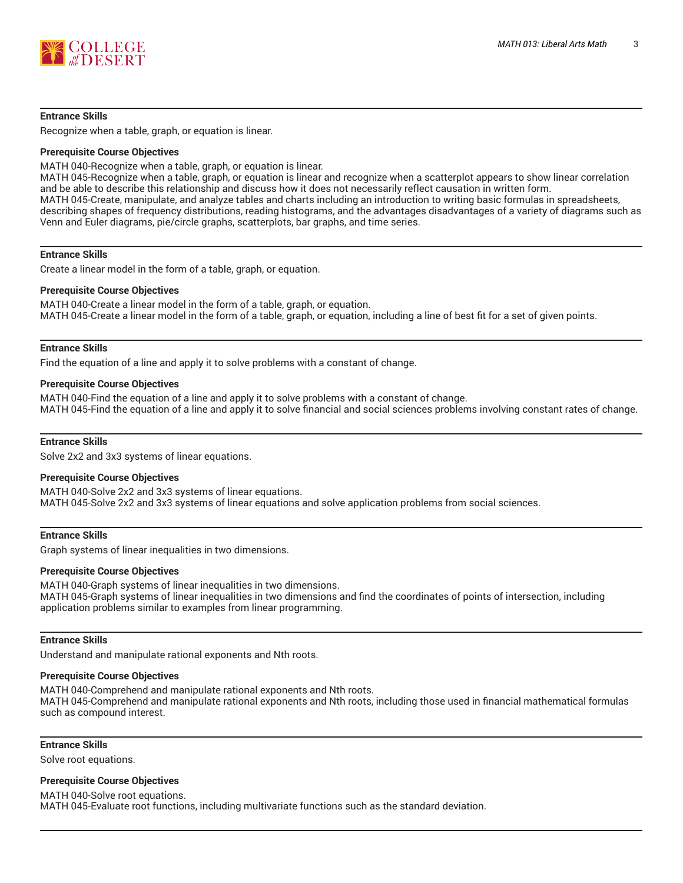#### Entrance Skills

Recognize when a table, graph, or equation is linear.

#### Prerequisite Course Objectives

MATH 040-Recognize when a table, graph, or equation is linear.
MATH 045-Recognize when a table, graph, or equation is linear and recognize when a scatterplot appears to show linear correlation and be able to describe this relationship and discuss how it does not necessarily reflect causation in written form.
MATH 045-Create, manipulate, and analyze tables and charts including an introduction to writing basic formulas in spreadsheets, describing shapes of frequency distributions, reading histograms, and the advantages disadvantages of a variety of diagrams such as Venn and Euler diagrams, pie/circle graphs, scatterplots, bar graphs, and time series.

---

#### Entrance Skills

Create a linear model in the form of a table, graph, or equation.

#### Prerequisite Course Objectives

MATH 040-Create a linear model in the form of a table, graph, or equation.
MATH 045-Create a linear model in the form of a table, graph, or equation, including a line of best fit for a set of given points.

---

#### Entrance Skills

Find the equation of a line and apply it to solve problems with a constant of change.

#### Prerequisite Course Objectives

MATH 040-Find the equation of a line and apply it to solve problems with a constant of change.
MATH 045-Find the equation of a line and apply it to solve financial and social sciences problems involving constant rates of change.

---

#### Entrance Skills

Solve 2x2 and 3x3 systems of linear equations.

#### Prerequisite Course Objectives

MATH 040-Solve 2x2 and 3x3 systems of linear equations.
MATH 045-Solve 2x2 and 3x3 systems of linear equations and solve application problems from social sciences.

---

#### Entrance Skills

Graph systems of linear inequalities in two dimensions.

#### Prerequisite Course Objectives

MATH 040-Graph systems of linear inequalities in two dimensions.
MATH 045-Graph systems of linear inequalities in two dimensions and find the coordinates of points of intersection, including application problems similar to examples from linear programming.

---

#### Entrance Skills

Understand and manipulate rational exponents and Nth roots.

#### Prerequisite Course Objectives

MATH 040-Comprehend and manipulate rational exponents and Nth roots.
MATH 045-Comprehend and manipulate rational exponents and Nth roots, including those used in financial mathematical formulas such as compound interest.

---

#### Entrance Skills

Solve root equations.

#### Prerequisite Course Objectives

MATH 040-Solve root equations.
MATH 045-Evaluate root functions, including multivariate functions such as the standard deviation.

---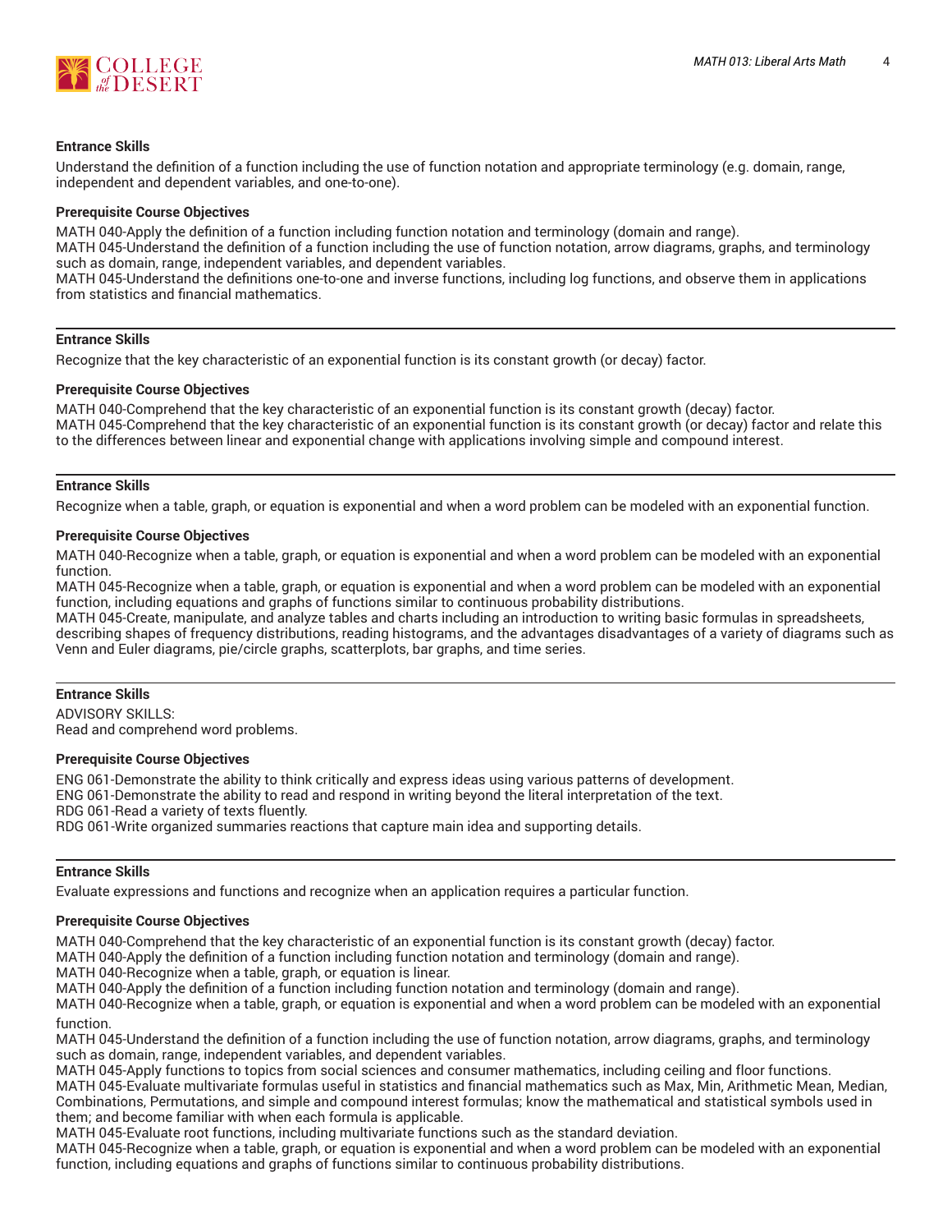#### Entrance Skills

Understand the definition of a function including the use of function notation and appropriate terminology (e.g. domain, range, independent and dependent variables, and one-to-one).

#### Prerequisite Course Objectives

MATH 040-Apply the definition of a function including function notation and terminology (domain and range).
MATH 045-Understand the definition of a function including the use of function notation, arrow diagrams, graphs, and terminology such as domain, range, independent variables, and dependent variables.
MATH 045-Understand the definitions one-to-one and inverse functions, including log functions, and observe them in applications from statistics and financial mathematics.

---

#### Entrance Skills

Recognize that the key characteristic of an exponential function is its constant growth (or decay) factor.

#### Prerequisite Course Objectives

MATH 040-Comprehend that the key characteristic of an exponential function is its constant growth (decay) factor.
MATH 045-Comprehend that the key characteristic of an exponential function is its constant growth (or decay) factor and relate this to the differences between linear and exponential change with applications involving simple and compound interest.

---

#### Entrance Skills

Recognize when a table, graph, or equation is exponential and when a word problem can be modeled with an exponential function.

#### Prerequisite Course Objectives

MATH 040-Recognize when a table, graph, or equation is exponential and when a word problem can be modeled with an exponential function.
MATH 045-Recognize when a table, graph, or equation is exponential and when a word problem can be modeled with an exponential function, including equations and graphs of functions similar to continuous probability distributions.
MATH 045-Create, manipulate, and analyze tables and charts including an introduction to writing basic formulas in spreadsheets, describing shapes of frequency distributions, reading histograms, and the advantages disadvantages of a variety of diagrams such as Venn and Euler diagrams, pie/circle graphs, scatterplots, bar graphs, and time series.

---

#### Entrance Skills

ADVISORY SKILLS:
Read and comprehend word problems.

#### Prerequisite Course Objectives

ENG 061-Demonstrate the ability to think critically and express ideas using various patterns of development.
ENG 061-Demonstrate the ability to read and respond in writing beyond the literal interpretation of the text.
RDG 061-Read a variety of texts fluently.
RDG 061-Write organized summaries reactions that capture main idea and supporting details.

---

#### Entrance Skills

Evaluate expressions and functions and recognize when an application requires a particular function.

#### Prerequisite Course Objectives

MATH 040-Comprehend that the key characteristic of an exponential function is its constant growth (decay) factor.
MATH 040-Apply the definition of a function including function notation and terminology (domain and range).
MATH 040-Recognize when a table, graph, or equation is linear.
MATH 040-Apply the definition of a function including function notation and terminology (domain and range).
MATH 040-Recognize when a table, graph, or equation is exponential and when a word problem can be modeled with an exponential function.
MATH 045-Understand the definition of a function including the use of function notation, arrow diagrams, graphs, and terminology such as domain, range, independent variables, and dependent variables.
MATH 045-Apply functions to topics from social sciences and consumer mathematics, including ceiling and floor functions.
MATH 045-Evaluate multivariate formulas useful in statistics and financial mathematics such as Max, Min, Arithmetic Mean, Median, Combinations, Permutations, and simple and compound interest formulas; know the mathematical and statistical symbols used in them; and become familiar with when each formula is applicable.
MATH 045-Evaluate root functions, including multivariate functions such as the standard deviation.
MATH 045-Recognize when a table, graph, or equation is exponential and when a word problem can be modeled with an exponential function, including equations and graphs of functions similar to continuous probability distributions.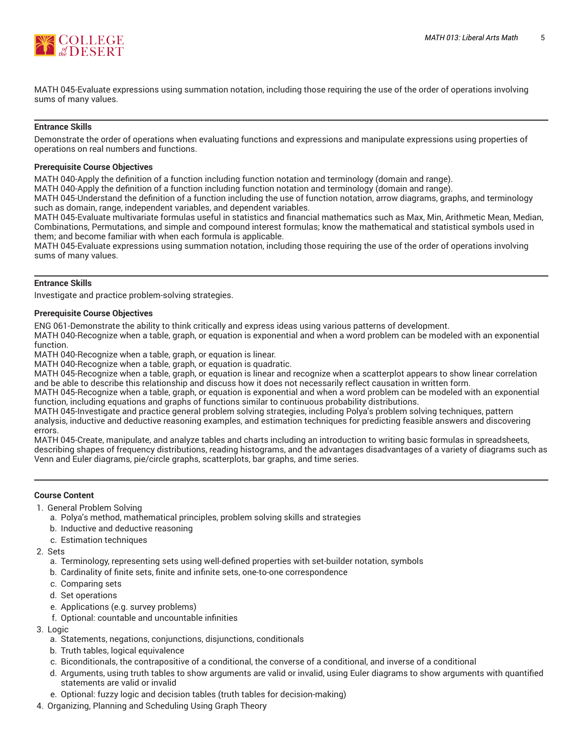MATH 045-Evaluate expressions using summation notation, including those requiring the use of the order of operations involving sums of many values.

---

**Entrance Skills**

Demonstrate the order of operations when evaluating functions and expressions and manipulate expressions using properties of operations on real numbers and functions.

**Prerequisite Course Objectives**

MATH 040-Apply the definition of a function including function notation and terminology (domain and range).
MATH 040-Apply the definition of a function including function notation and terminology (domain and range).
MATH 045-Understand the definition of a function including the use of function notation, arrow diagrams, graphs, and terminology such as domain, range, independent variables, and dependent variables.
MATH 045-Evaluate multivariate formulas useful in statistics and financial mathematics such as Max, Min, Arithmetic Mean, Median, Combinations, Permutations, and simple and compound interest formulas; know the mathematical and statistical symbols used in them; and become familiar with when each formula is applicable.
MATH 045-Evaluate expressions using summation notation, including those requiring the use of the order of operations involving sums of many values.

---

**Entrance Skills**

Investigate and practice problem-solving strategies.

**Prerequisite Course Objectives**

ENG 061-Demonstrate the ability to think critically and express ideas using various patterns of development.
MATH 040-Recognize when a table, graph, or equation is exponential and when a word problem can be modeled with an exponential function.
MATH 040-Recognize when a table, graph, or equation is linear.
MATH 040-Recognize when a table, graph, or equation is quadratic.
MATH 045-Recognize when a table, graph, or equation is linear and recognize when a scatterplot appears to show linear correlation and be able to describe this relationship and discuss how it does not necessarily reflect causation in written form.
MATH 045-Recognize when a table, graph, or equation is exponential and when a word problem can be modeled with an exponential function, including equations and graphs of functions similar to continuous probability distributions.
MATH 045-Investigate and practice general problem solving strategies, including Polya's problem solving techniques, pattern analysis, inductive and deductive reasoning examples, and estimation techniques for predicting feasible answers and discovering errors.
MATH 045-Create, manipulate, and analyze tables and charts including an introduction to writing basic formulas in spreadsheets, describing shapes of frequency distributions, reading histograms, and the advantages disadvantages of a variety of diagrams such as Venn and Euler diagrams, pie/circle graphs, scatterplots, bar graphs, and time series.

---

**Course Content**

1. General Problem Solving
    a. Polya's method, mathematical principles, problem solving skills and strategies
    b. Inductive and deductive reasoning
    c. Estimation techniques
2. Sets
    a. Terminology, representing sets using well-defined properties with set-builder notation, symbols
    b. Cardinality of finite sets, finite and infinite sets, one-to-one correspondence
    c. Comparing sets
    d. Set operations
    e. Applications (e.g. survey problems)
    f. Optional: countable and uncountable infinities
3. Logic
    a. Statements, negations, conjunctions, disjunctions, conditionals
    b. Truth tables, logical equivalence
    c. Biconditionals, the contrapositive of a conditional, the converse of a conditional, and inverse of a conditional
    d. Arguments, using truth tables to show arguments are valid or invalid, using Euler diagrams to show arguments with quantified statements are valid or invalid
    e. Optional: fuzzy logic and decision tables (truth tables for decision-making)
4. Organizing, Planning and Scheduling Using Graph Theory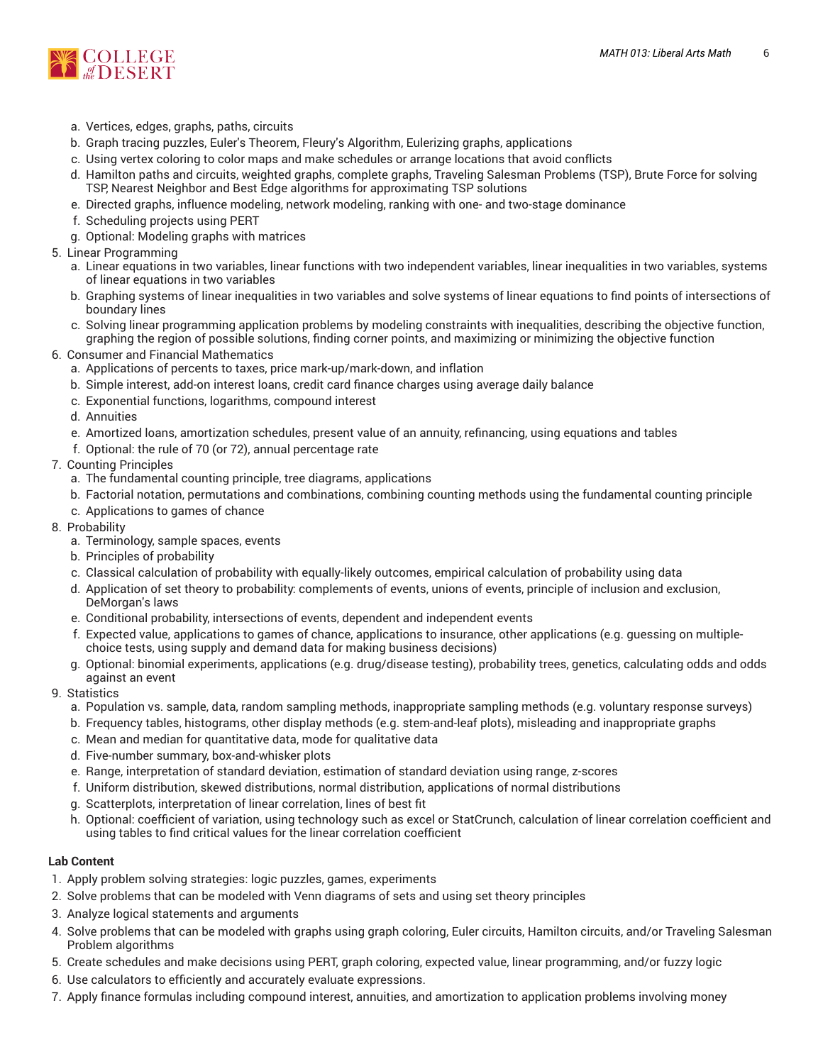a. Vertices, edges, graphs, paths, circuits
   b. Graph tracing puzzles, Euler's Theorem, Fleury's Algorithm, Eulerizing graphs, applications
   c. Using vertex coloring to color maps and make schedules or arrange locations that avoid conflicts
   d. Hamilton paths and circuits, weighted graphs, complete graphs, Traveling Salesman Problems (TSP), Brute Force for solving TSP, Nearest Neighbor and Best Edge algorithms for approximating TSP solutions
   e. Directed graphs, influence modeling, network modeling, ranking with one- and two-stage dominance
   f. Scheduling projects using PERT
   g. Optional: Modeling graphs with matrices
5. Linear Programming
   a. Linear equations in two variables, linear functions with two independent variables, linear inequalities in two variables, systems of linear equations in two variables
   b. Graphing systems of linear inequalities in two variables and solve systems of linear equations to find points of intersections of boundary lines
   c. Solving linear programming application problems by modeling constraints with inequalities, describing the objective function, graphing the region of possible solutions, finding corner points, and maximizing or minimizing the objective function
6. Consumer and Financial Mathematics
   a. Applications of percents to taxes, price mark-up/mark-down, and inflation
   b. Simple interest, add-on interest loans, credit card finance charges using average daily balance
   c. Exponential functions, logarithms, compound interest
   d. Annuities
   e. Amortized loans, amortization schedules, present value of an annuity, refinancing, using equations and tables
   f. Optional: the rule of 70 (or 72), annual percentage rate
7. Counting Principles
   a. The fundamental counting principle, tree diagrams, applications
   b. Factorial notation, permutations and combinations, combining counting methods using the fundamental counting principle
   c. Applications to games of chance
8. Probability
   a. Terminology, sample spaces, events
   b. Principles of probability
   c. Classical calculation of probability with equally-likely outcomes, empirical calculation of probability using data
   d. Application of set theory to probability: complements of events, unions of events, principle of inclusion and exclusion, DeMorgan's laws
   e. Conditional probability, intersections of events, dependent and independent events
   f. Expected value, applications to games of chance, applications to insurance, other applications (e.g. guessing on multiple-choice tests, using supply and demand data for making business decisions)
   g. Optional: binomial experiments, applications (e.g. drug/disease testing), probability trees, genetics, calculating odds and odds against an event
9. Statistics
   a. Population vs. sample, data, random sampling methods, inappropriate sampling methods (e.g. voluntary response surveys)
   b. Frequency tables, histograms, other display methods (e.g. stem-and-leaf plots), misleading and inappropriate graphs
   c. Mean and median for quantitative data, mode for qualitative data
   d. Five-number summary, box-and-whisker plots
   e. Range, interpretation of standard deviation, estimation of standard deviation using range, z-scores
   f. Uniform distribution, skewed distributions, normal distribution, applications of normal distributions
   g. Scatterplots, interpretation of linear correlation, lines of best fit
   h. Optional: coefficient of variation, using technology such as excel or StatCrunch, calculation of linear correlation coefficient and using tables to find critical values for the linear correlation coefficient

**Lab Content**

1. Apply problem solving strategies: logic puzzles, games, experiments
2. Solve problems that can be modeled with Venn diagrams of sets and using set theory principles
3. Analyze logical statements and arguments
4. Solve problems that can be modeled with graphs using graph coloring, Euler circuits, Hamilton circuits, and/or Traveling Salesman Problem algorithms
5. Create schedules and make decisions using PERT, graph coloring, expected value, linear programming, and/or fuzzy logic
6. Use calculators to efficiently and accurately evaluate expressions.
7. Apply finance formulas including compound interest, annuities, and amortization to application problems involving money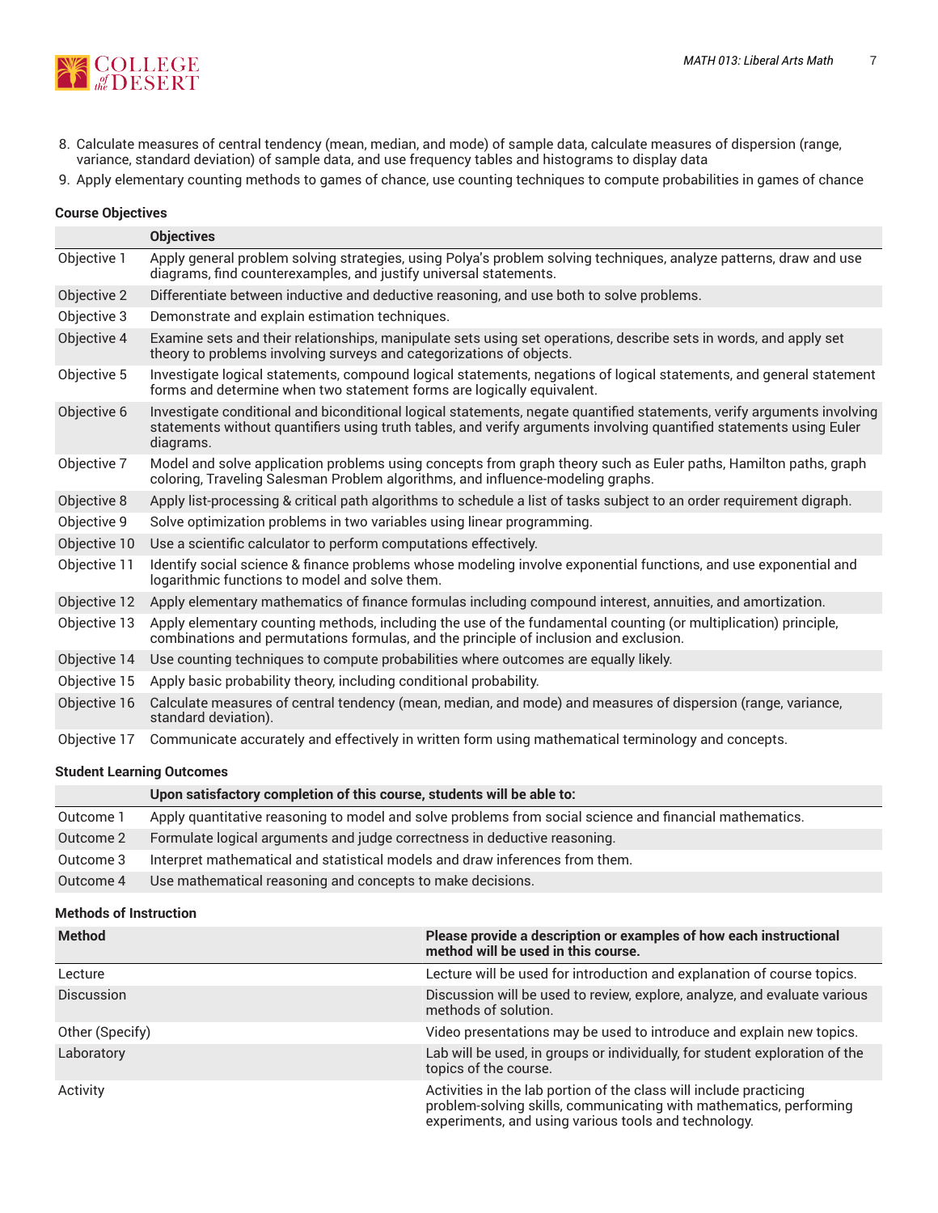8. Calculate measures of central tendency (mean, median, and mode) of sample data, calculate measures of dispersion (range, variance, standard deviation) of sample data, and use frequency tables and histograms to display data
9. Apply elementary counting methods to games of chance, use counting techniques to compute probabilities in games of chance

### Course Objectives

| | Objectives |
|---|---|
| Objective 1 | Apply general problem solving strategies, using Polya's problem solving techniques, analyze patterns, draw and use diagrams, find counterexamples, and justify universal statements. |
| Objective 2 | Differentiate between inductive and deductive reasoning, and use both to solve problems. |
| Objective 3 | Demonstrate and explain estimation techniques. |
| Objective 4 | Examine sets and their relationships, manipulate sets using set operations, describe sets in words, and apply set theory to problems involving surveys and categorizations of objects. |
| Objective 5 | Investigate logical statements, compound logical statements, negations of logical statements, and general statement forms and determine when two statement forms are logically equivalent. |
| Objective 6 | Investigate conditional and biconditional logical statements, negate quantified statements, verify arguments involving statements without quantifiers using truth tables, and verify arguments involving quantified statements using Euler diagrams. |
| Objective 7 | Model and solve application problems using concepts from graph theory such as Euler paths, Hamilton paths, graph coloring, Traveling Salesman Problem algorithms, and influence-modeling graphs. |
| Objective 8 | Apply list-processing & critical path algorithms to schedule a list of tasks subject to an order requirement digraph. |
| Objective 9 | Solve optimization problems in two variables using linear programming. |
| Objective 10 | Use a scientific calculator to perform computations effectively. |
| Objective 11 | Identify social science & finance problems whose modeling involve exponential functions, and use exponential and logarithmic functions to model and solve them. |
| Objective 12 | Apply elementary mathematics of finance formulas including compound interest, annuities, and amortization. |
| Objective 13 | Apply elementary counting methods, including the use of the fundamental counting (or multiplication) principle, combinations and permutations formulas, and the principle of inclusion and exclusion. |
| Objective 14 | Use counting techniques to compute probabilities where outcomes are equally likely. |
| Objective 15 | Apply basic probability theory, including conditional probability. |
| Objective 16 | Calculate measures of central tendency (mean, median, and mode) and measures of dispersion (range, variance, standard deviation). |
| Objective 17 | Communicate accurately and effectively in written form using mathematical terminology and concepts. |

### Student Learning Outcomes

| | Upon satisfactory completion of this course, students will be able to: |
|---|---|
| Outcome 1 | Apply quantitative reasoning to model and solve problems from social science and financial mathematics. |
| Outcome 2 | Formulate logical arguments and judge correctness in deductive reasoning. |
| Outcome 3 | Interpret mathematical and statistical models and draw inferences from them. |
| Outcome 4 | Use mathematical reasoning and concepts to make decisions. |

### Methods of Instruction

| Method | Please provide a description or examples of how each instructional method will be used in this course. |
|---|---|
| Lecture | Lecture will be used for introduction and explanation of course topics. |
| Discussion | Discussion will be used to review, explore, analyze, and evaluate various methods of solution. |
| Other (Specify) | Video presentations may be used to introduce and explain new topics. |
| Laboratory | Lab will be used, in groups or individually, for student exploration of the topics of the course. |
| Activity | Activities in the lab portion of the class will include practicing problem-solving skills, communicating with mathematics, performing experiments, and using various tools and technology. |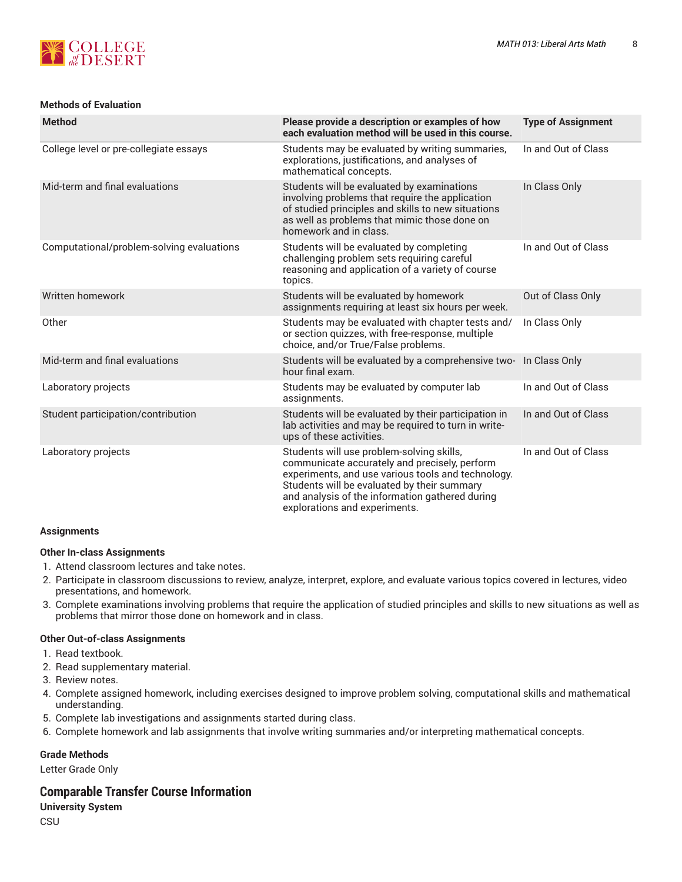**Methods of Evaluation**

| Method | Please provide a description or examples of how each evaluation method will be used in this course. | Type of Assignment |
| --- | --- | --- |
| College level or pre-collegiate essays | Students may be evaluated by writing summaries, explorations, justifications, and analyses of mathematical concepts. | In and Out of Class |
| Mid-term and final evaluations | Students will be evaluated by examinations involving problems that require the application of studied principles and skills to new situations as well as problems that mimic those done on homework and in class. | In Class Only |
| Computational/problem-solving evaluations | Students will be evaluated by completing challenging problem sets requiring careful reasoning and application of a variety of course topics. | In and Out of Class |
| Written homework | Students will be evaluated by homework assignments requiring at least six hours per week. | Out of Class Only |
| Other | Students may be evaluated with chapter tests and/or section quizzes, with free-response, multiple choice, and/or True/False problems. | In Class Only |
| Mid-term and final evaluations | Students will be evaluated by a comprehensive two-hour final exam. | In Class Only |
| Laboratory projects | Students may be evaluated by computer lab assignments. | In and Out of Class |
| Student participation/contribution | Students will be evaluated by their participation in lab activities and may be required to turn in write-ups of these activities. | In and Out of Class |
| Laboratory projects | Students will use problem-solving skills, communicate accurately and precisely, perform experiments, and use various tools and technology. Students will be evaluated by their summary and analysis of the information gathered during explorations and experiments. | In and Out of Class |

**Assignments**

**Other In-class Assignments**

1. Attend classroom lectures and take notes.
2. Participate in classroom discussions to review, analyze, interpret, explore, and evaluate various topics covered in lectures, video presentations, and homework.
3. Complete examinations involving problems that require the application of studied principles and skills to new situations as well as problems that mirror those done on homework and in class.

**Other Out-of-class Assignments**

1. Read textbook.
2. Read supplementary material.
3. Review notes.
4. Complete assigned homework, including exercises designed to improve problem solving, computational skills and mathematical understanding.
5. Complete lab investigations and assignments started during class.
6. Complete homework and lab assignments that involve writing summaries and/or interpreting mathematical concepts.

**Grade Methods**

Letter Grade Only

## Comparable Transfer Course Information

**University System**

CSU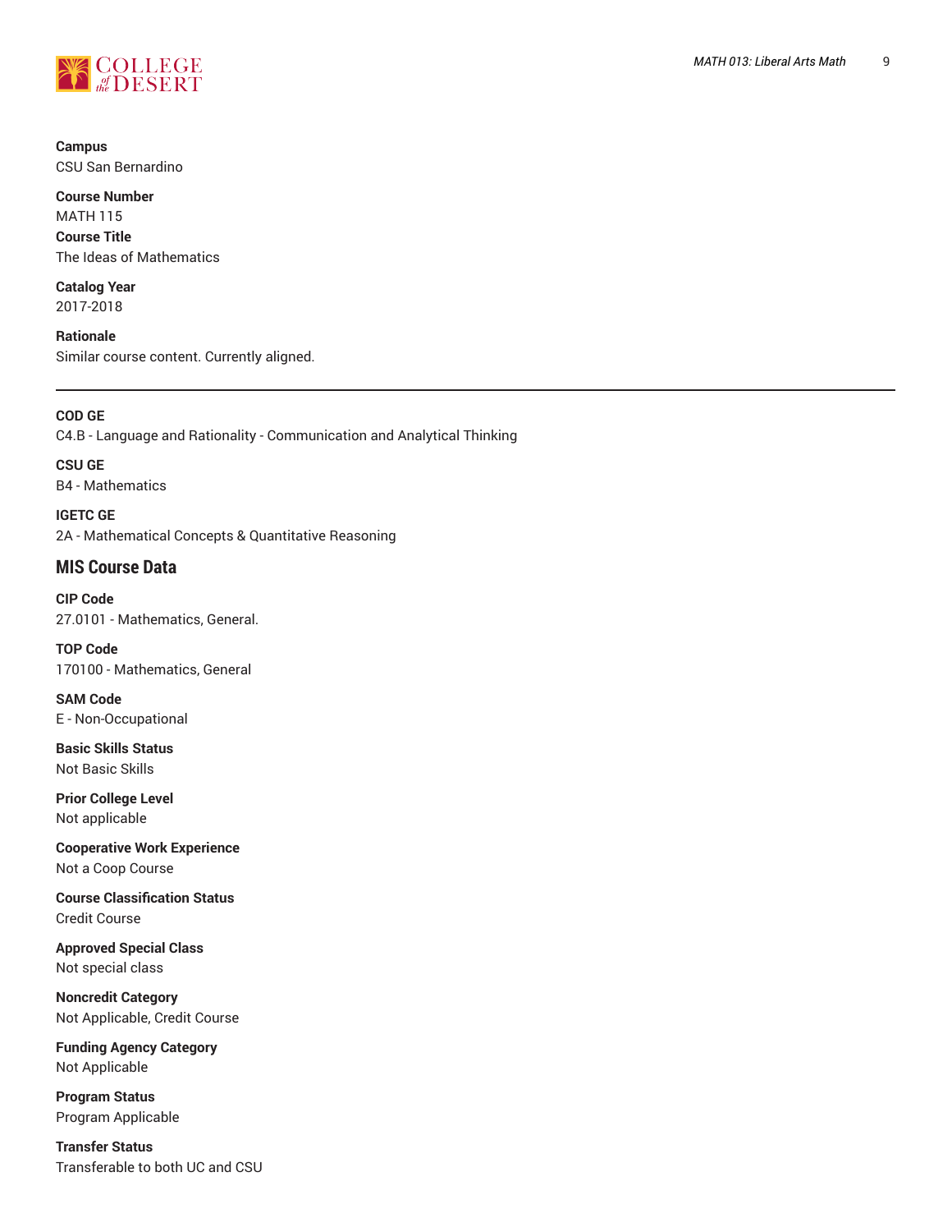**Campus**
CSU San Bernardino

**Course Number**
MATH 115

**Course Title**
The Ideas of Mathematics

**Catalog Year**
2017-2018

**Rationale**
Similar course content. Currently aligned.

---

**COD GE**
C4.B - Language and Rationality - Communication and Analytical Thinking

**CSU GE**
B4 - Mathematics

**IGETC GE**
2A - Mathematical Concepts & Quantitative Reasoning

## MIS Course Data

**CIP Code**
27.0101 - Mathematics, General.

**TOP Code**
170100 - Mathematics, General

**SAM Code**
E - Non-Occupational

**Basic Skills Status**
Not Basic Skills

**Prior College Level**
Not applicable

**Cooperative Work Experience**
Not a Coop Course

**Course Classification Status**
Credit Course

**Approved Special Class**
Not special class

**Noncredit Category**
Not Applicable, Credit Course

**Funding Agency Category**
Not Applicable

**Program Status**
Program Applicable

**Transfer Status**
Transferable to both UC and CSU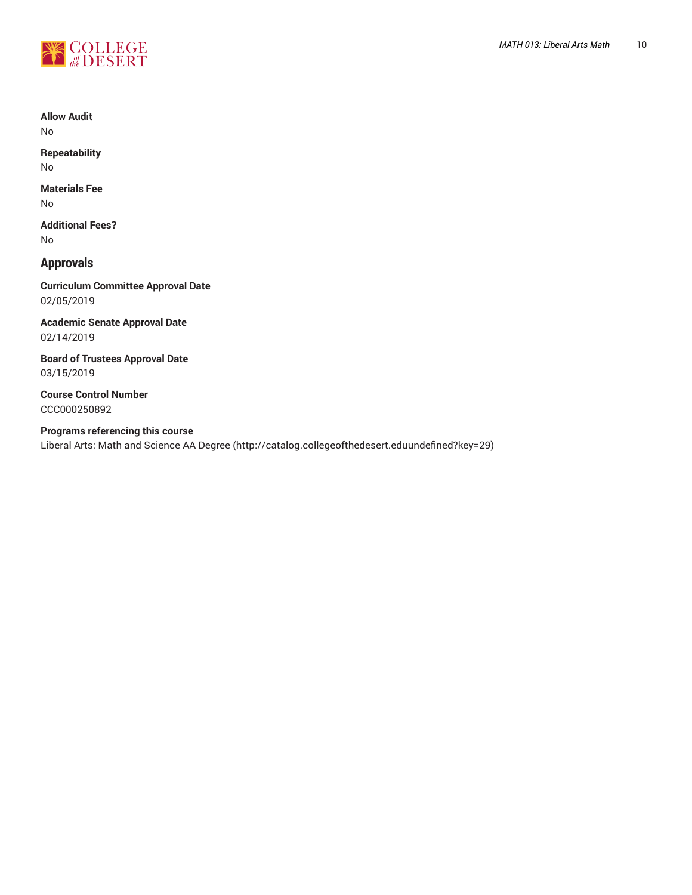**Allow Audit**
No

**Repeatability**
No

**Materials Fee**
No

**Additional Fees?**
No

## Approvals

**Curriculum Committee Approval Date**
02/05/2019

**Academic Senate Approval Date**
02/14/2019

**Board of Trustees Approval Date**
03/15/2019

**Course Control Number**
CCC000250892

**Programs referencing this course**
Liberal Arts: Math and Science AA Degree (http://catalog.collegeofthedesert.eduundefined?key=29)